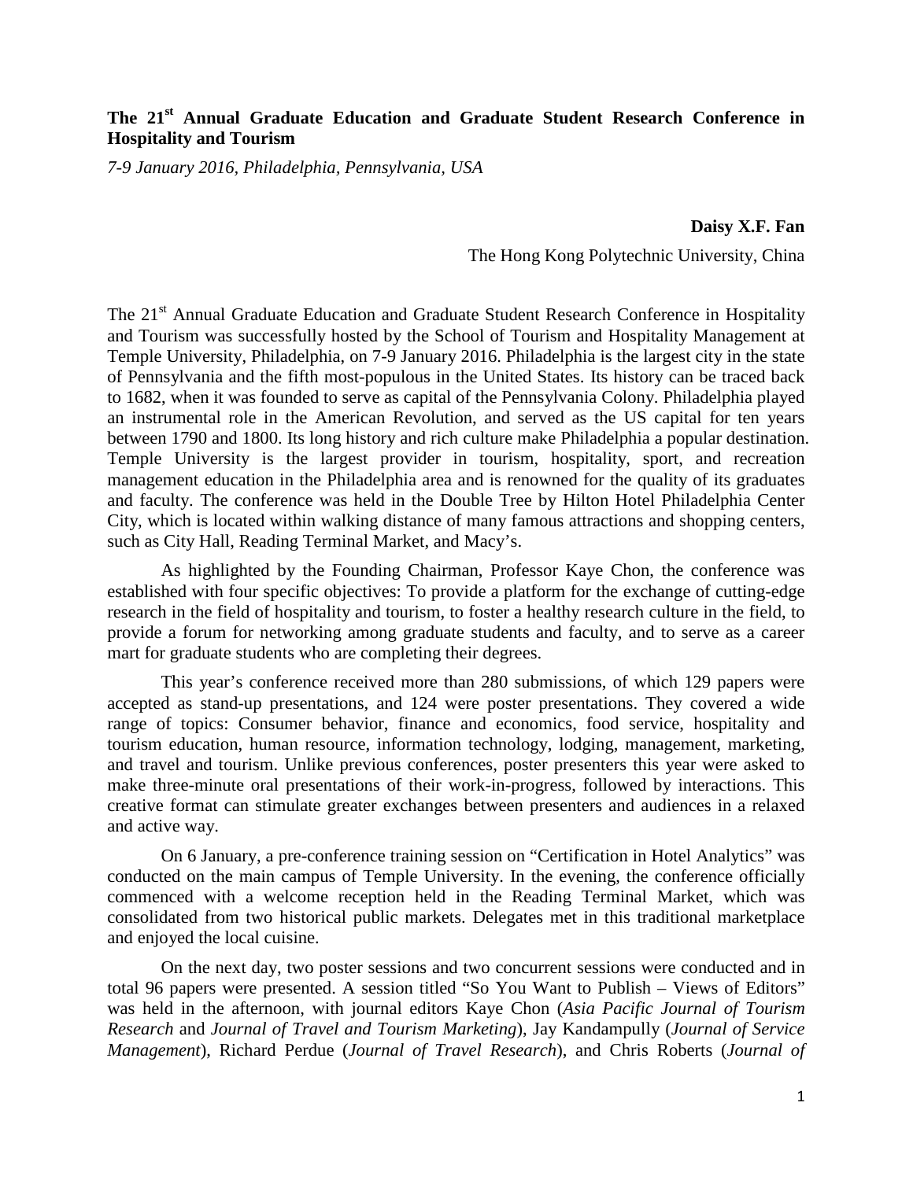# The 21st Annual Graduate Education and Graduate Student Research Conference in Hospitality and Tourism

*7-9 January 2016, Philadelphia, Pennsylvania, USA*

**Daisy X.F. Fan**

The Hong Kong Polytechnic University, China

The 21st Annual Graduate Education and Graduate Student Research Conference in Hospitality and Tourism was successfully hosted by the School of Tourism and Hospitality Management at Temple University, Philadelphia, on 7-9 January 2016. Philadelphia is the largest city in the state of Pennsylvania and the fifth most-populous in the United States. Its history can be traced back to 1682, when it was founded to serve as capital of the Pennsylvania Colony. Philadelphia played an instrumental role in the American Revolution, and served as the US capital for ten years between 1790 and 1800. Its long history and rich culture make Philadelphia a popular destination. Temple University is the largest provider in tourism, hospitality, sport, and recreation management education in the Philadelphia area and is renowned for the quality of its graduates and faculty. The conference was held in the Double Tree by Hilton Hotel Philadelphia Center City, which is located within walking distance of many famous attractions and shopping centers, such as City Hall, Reading Terminal Market, and Macy's.

As highlighted by the Founding Chairman, Professor Kaye Chon, the conference was established with four specific objectives: To provide a platform for the exchange of cutting-edge research in the field of hospitality and tourism, to foster a healthy research culture in the field, to provide a forum for networking among graduate students and faculty, and to serve as a career mart for graduate students who are completing their degrees.

This year's conference received more than 280 submissions, of which 129 papers were accepted as stand-up presentations, and 124 were poster presentations. They covered a wide range of topics: Consumer behavior, finance and economics, food service, hospitality and tourism education, human resource, information technology, lodging, management, marketing, and travel and tourism. Unlike previous conferences, poster presenters this year were asked to make three-minute oral presentations of their work-in-progress, followed by interactions. This creative format can stimulate greater exchanges between presenters and audiences in a relaxed and active way.

On 6 January, a pre-conference training session on "Certification in Hotel Analytics" was conducted on the main campus of Temple University. In the evening, the conference officially commenced with a welcome reception held in the Reading Terminal Market, which was consolidated from two historical public markets. Delegates met in this traditional marketplace and enjoyed the local cuisine.

On the next day, two poster sessions and two concurrent sessions were conducted and in total 96 papers were presented. A session titled "So You Want to Publish – Views of Editors" was held in the afternoon, with journal editors Kaye Chon (*Asia Pacific Journal of Tourism Research* and *Journal of Travel and Tourism Marketing*), Jay Kandampully (*Journal of Service Management*), Richard Perdue (*Journal of Travel Research*), and Chris Roberts (*Journal of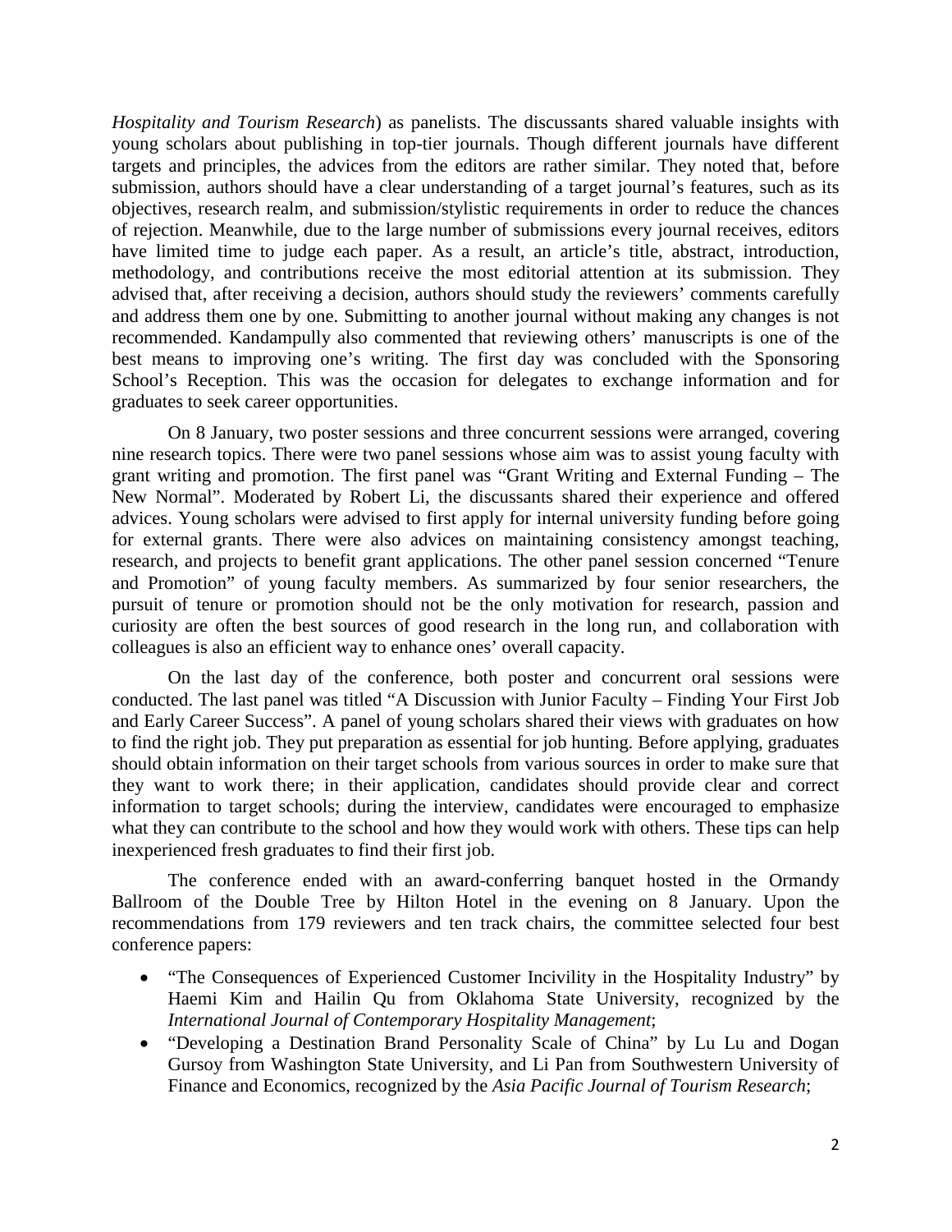*Hospitality and Tourism Research*) as panelists. The discussants shared valuable insights with young scholars about publishing in top-tier journals. Though different journals have different targets and principles, the advices from the editors are rather similar. They noted that, before submission, authors should have a clear understanding of a target journal's features, such as its objectives, research realm, and submission/stylistic requirements in order to reduce the chances of rejection. Meanwhile, due to the large number of submissions every journal receives, editors have limited time to judge each paper. As a result, an article's title, abstract, introduction, methodology, and contributions receive the most editorial attention at its submission. They advised that, after receiving a decision, authors should study the reviewers' comments carefully and address them one by one. Submitting to another journal without making any changes is not recommended. Kandampully also commented that reviewing others' manuscripts is one of the best means to improving one's writing. The first day was concluded with the Sponsoring School's Reception. This was the occasion for delegates to exchange information and for graduates to seek career opportunities.

On 8 January, two poster sessions and three concurrent sessions were arranged, covering nine research topics. There were two panel sessions whose aim was to assist young faculty with grant writing and promotion. The first panel was "Grant Writing and External Funding – The New Normal". Moderated by Robert Li, the discussants shared their experience and offered advices. Young scholars were advised to first apply for internal university funding before going for external grants. There were also advices on maintaining consistency amongst teaching, research, and projects to benefit grant applications. The other panel session concerned "Tenure and Promotion" of young faculty members. As summarized by four senior researchers, the pursuit of tenure or promotion should not be the only motivation for research, passion and curiosity are often the best sources of good research in the long run, and collaboration with colleagues is also an efficient way to enhance ones' overall capacity.

On the last day of the conference, both poster and concurrent oral sessions were conducted. The last panel was titled "A Discussion with Junior Faculty – Finding Your First Job and Early Career Success". A panel of young scholars shared their views with graduates on how to find the right job. They put preparation as essential for job hunting. Before applying, graduates should obtain information on their target schools from various sources in order to make sure that they want to work there; in their application, candidates should provide clear and correct information to target schools; during the interview, candidates were encouraged to emphasize what they can contribute to the school and how they would work with others. These tips can help inexperienced fresh graduates to find their first job.

The conference ended with an award-conferring banquet hosted in the Ormandy Ballroom of the Double Tree by Hilton Hotel in the evening on 8 January. Upon the recommendations from 179 reviewers and ten track chairs, the committee selected four best conference papers:

- "The Consequences of Experienced Customer Incivility in the Hospitality Industry" by Haemi Kim and Hailin Qu from Oklahoma State University, recognized by the *International Journal of Contemporary Hospitality Management*;
- "Developing a Destination Brand Personality Scale of China" by Lu Lu and Dogan Gursoy from Washington State University, and Li Pan from Southwestern University of Finance and Economics, recognized by the *Asia Pacific Journal of Tourism Research*;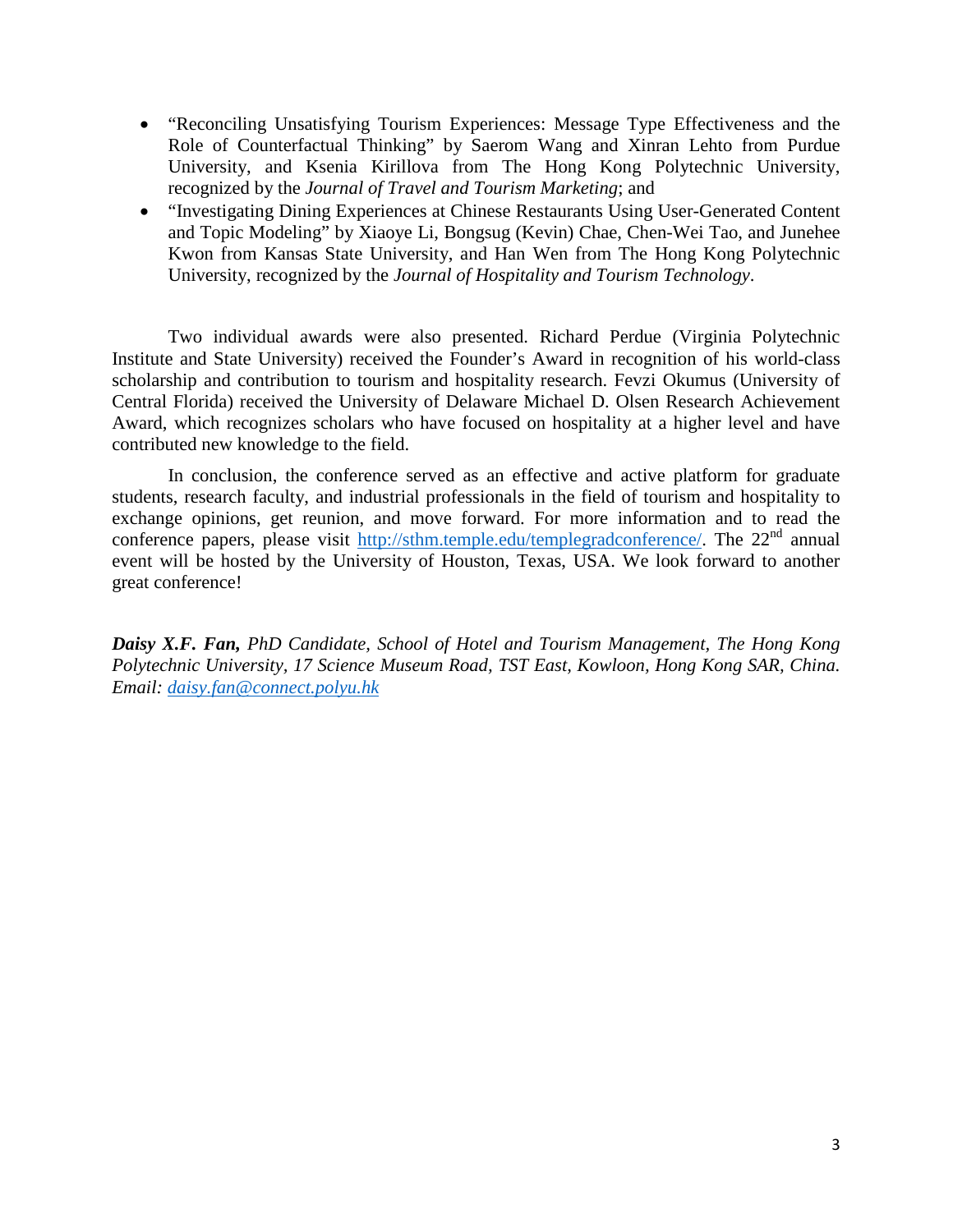- "Reconciling Unsatisfying Tourism Experiences: Message Type Effectiveness and the Role of Counterfactual Thinking" by Saerom Wang and Xinran Lehto from Purdue University, and Ksenia Kirillova from The Hong Kong Polytechnic University, recognized by the *Journal of Travel and Tourism Marketing*; and
- "Investigating Dining Experiences at Chinese Restaurants Using User-Generated Content and Topic Modeling" by Xiaoye Li, Bongsug (Kevin) Chae, Chen-Wei Tao, and Junehee Kwon from Kansas State University, and Han Wen from The Hong Kong Polytechnic University, recognized by the *Journal of Hospitality and Tourism Technology*.

Two individual awards were also presented. Richard Perdue (Virginia Polytechnic Institute and State University) received the Founder's Award in recognition of his world-class scholarship and contribution to tourism and hospitality research. Fevzi Okumus (University of Central Florida) received the University of Delaware Michael D. Olsen Research Achievement Award, which recognizes scholars who have focused on hospitality at a higher level and have contributed new knowledge to the field.

In conclusion, the conference served as an effective and active platform for graduate students, research faculty, and industrial professionals in the field of tourism and hospitality to exchange opinions, get reunion, and move forward. For more information and to read the conference papers, please visit http://sthm.temple.edu/templegradconference/. The 22nd annual event will be hosted by the University of Houston, Texas, USA. We look forward to another great conference!

***Daisy X.F. Fan,*** *PhD Candidate, School of Hotel and Tourism Management, The Hong Kong Polytechnic University, 17 Science Museum Road, TST East, Kowloon, Hong Kong SAR, China. Email: daisy.fan@connect.polyu.hk*